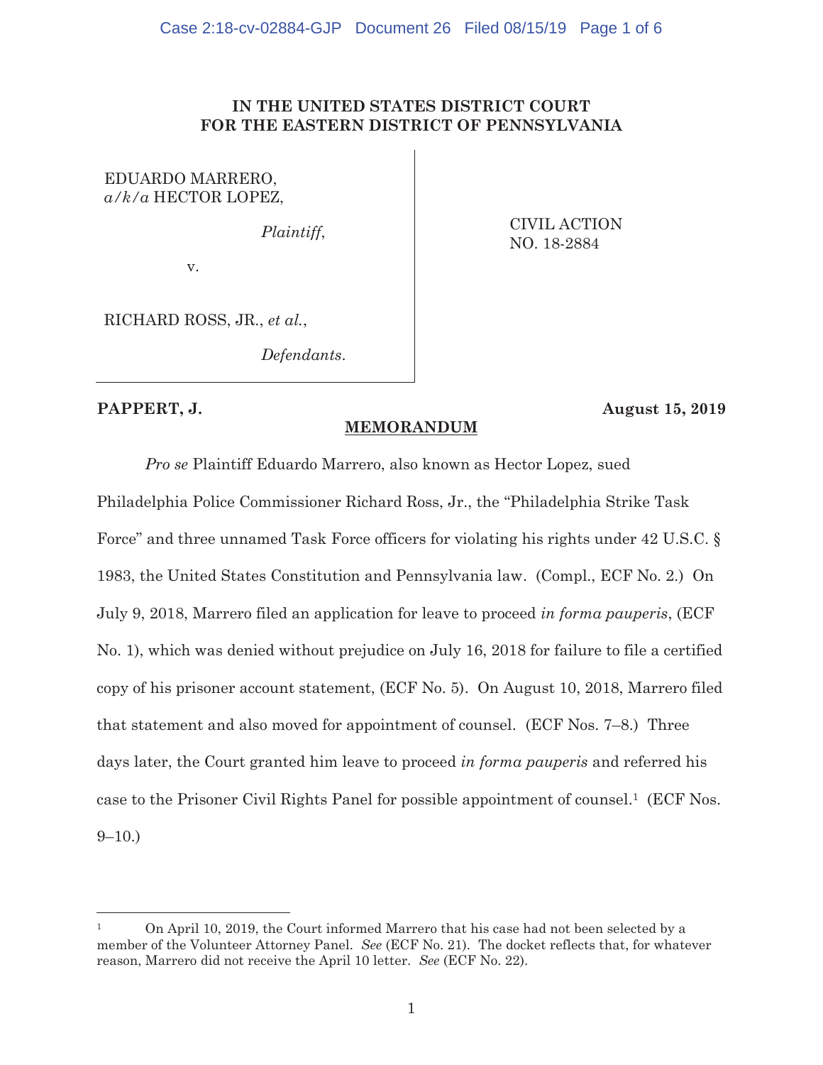**IN THE UNITED STATES DISTRICT COURT FOR THE EASTERN DISTRICT OF PENNSYLVANIA**

| | |
|---|---|
| EDUARDO MARRERO, *a/k/a* HECTOR LOPEZ, *Plaintiff*, v. RICHARD ROSS, JR., *et al.*, *Defendants*. | CIVIL ACTION NO. 18-2884 |

**PAPPERT, J.** **August 15, 2019**

## MEMORANDUM

*Pro se* Plaintiff Eduardo Marrero, also known as Hector Lopez, sued Philadelphia Police Commissioner Richard Ross, Jr., the "Philadelphia Strike Task Force" and three unnamed Task Force officers for violating his rights under 42 U.S.C. § 1983, the United States Constitution and Pennsylvania law. (Compl., ECF No. 2.) On July 9, 2018, Marrero filed an application for leave to proceed *in forma pauperis*, (ECF No. 1), which was denied without prejudice on July 16, 2018 for failure to file a certified copy of his prisoner account statement, (ECF No. 5). On August 10, 2018, Marrero filed that statement and also moved for appointment of counsel. (ECF Nos. 7–8.) Three days later, the Court granted him leave to proceed *in forma pauperis* and referred his case to the Prisoner Civil Rights Panel for possible appointment of counsel.[1] (ECF Nos. 9–10.)

[1] On April 10, 2019, the Court informed Marrero that his case had not been selected by a member of the Volunteer Attorney Panel. *See* (ECF No. 21). The docket reflects that, for whatever reason, Marrero did not receive the April 10 letter. *See* (ECF No. 22).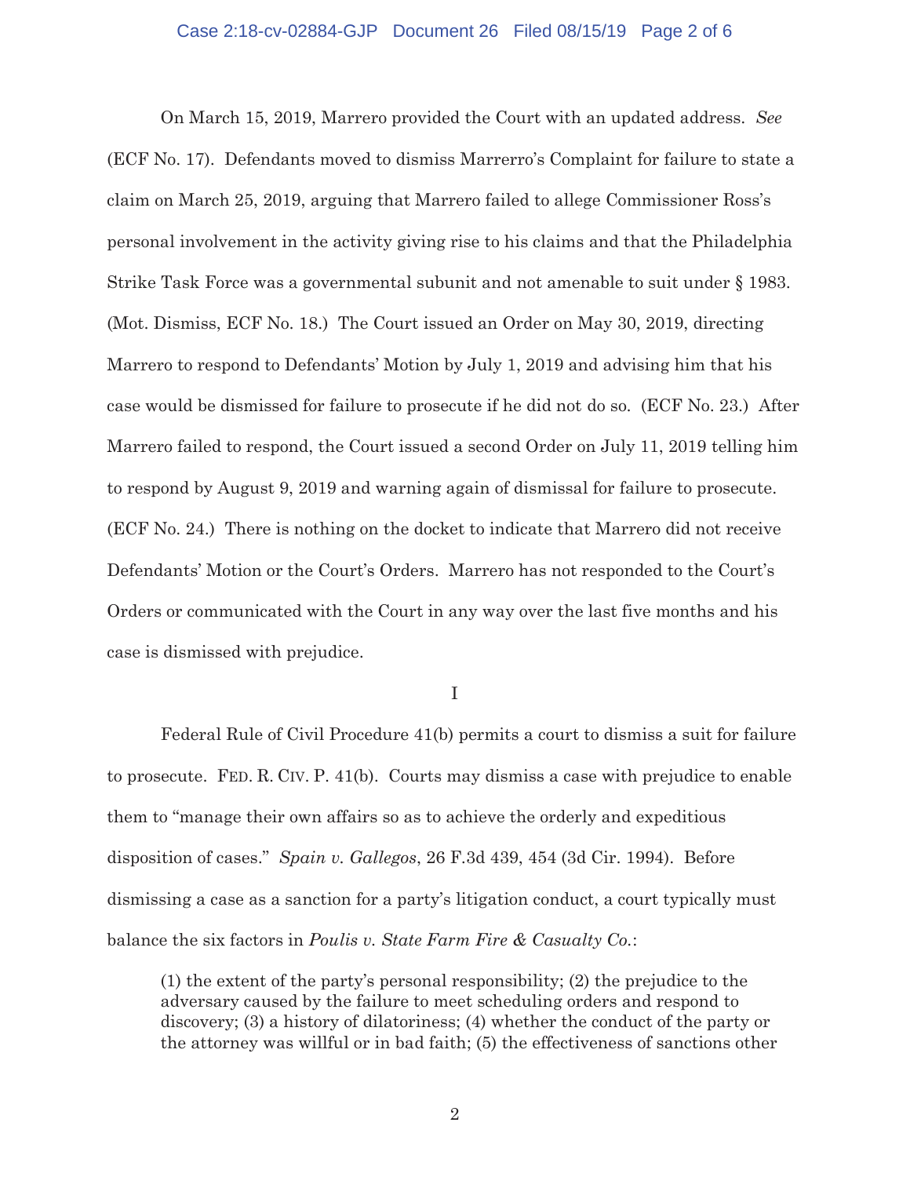On March 15, 2019, Marrero provided the Court with an updated address. *See* (ECF No. 17). Defendants moved to dismiss Marrerro's Complaint for failure to state a claim on March 25, 2019, arguing that Marrero failed to allege Commissioner Ross's personal involvement in the activity giving rise to his claims and that the Philadelphia Strike Task Force was a governmental subunit and not amenable to suit under § 1983. (Mot. Dismiss, ECF No. 18.) The Court issued an Order on May 30, 2019, directing Marrero to respond to Defendants' Motion by July 1, 2019 and advising him that his case would be dismissed for failure to prosecute if he did not do so. (ECF No. 23.) After Marrero failed to respond, the Court issued a second Order on July 11, 2019 telling him to respond by August 9, 2019 and warning again of dismissal for failure to prosecute. (ECF No. 24.) There is nothing on the docket to indicate that Marrero did not receive Defendants' Motion or the Court's Orders. Marrero has not responded to the Court's Orders or communicated with the Court in any way over the last five months and his case is dismissed with prejudice.

## I

Federal Rule of Civil Procedure 41(b) permits a court to dismiss a suit for failure to prosecute. FED. R. CIV. P. 41(b). Courts may dismiss a case with prejudice to enable them to "manage their own affairs so as to achieve the orderly and expeditious disposition of cases." *Spain v. Gallegos*, 26 F.3d 439, 454 (3d Cir. 1994). Before dismissing a case as a sanction for a party's litigation conduct, a court typically must balance the six factors in *Poulis v. State Farm Fire & Casualty Co.*:

> (1) the extent of the party's personal responsibility; (2) the prejudice to the adversary caused by the failure to meet scheduling orders and respond to discovery; (3) a history of dilatoriness; (4) whether the conduct of the party or the attorney was willful or in bad faith; (5) the effectiveness of sanctions other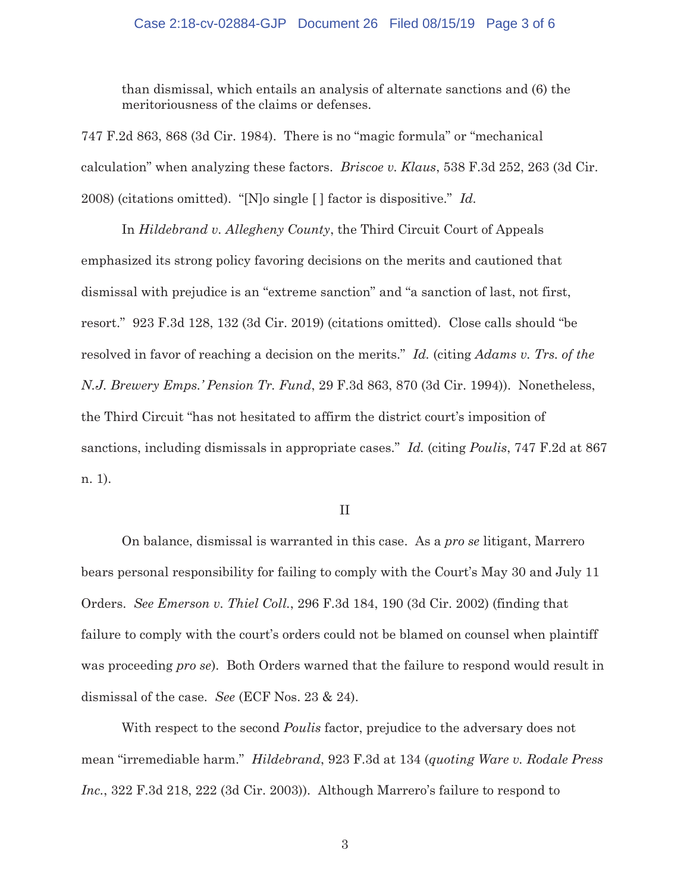than dismissal, which entails an analysis of alternate sanctions and (6) the meritoriousness of the claims or defenses.

747 F.2d 863, 868 (3d Cir. 1984). There is no "magic formula" or "mechanical calculation" when analyzing these factors. *Briscoe v. Klaus*, 538 F.3d 252, 263 (3d Cir. 2008) (citations omitted). "[N]o single [ ] factor is dispositive." *Id.*

In *Hildebrand v. Allegheny County*, the Third Circuit Court of Appeals emphasized its strong policy favoring decisions on the merits and cautioned that dismissal with prejudice is an "extreme sanction" and "a sanction of last, not first, resort." 923 F.3d 128, 132 (3d Cir. 2019) (citations omitted). Close calls should "be resolved in favor of reaching a decision on the merits." *Id.* (citing *Adams v. Trs. of the N.J. Brewery Emps.' Pension Tr. Fund*, 29 F.3d 863, 870 (3d Cir. 1994)). Nonetheless, the Third Circuit "has not hesitated to affirm the district court's imposition of sanctions, including dismissals in appropriate cases." *Id.* (citing *Poulis*, 747 F.2d at 867 n. 1).

II

On balance, dismissal is warranted in this case. As a *pro se* litigant, Marrero bears personal responsibility for failing to comply with the Court's May 30 and July 11 Orders. *See Emerson v. Thiel Coll.*, 296 F.3d 184, 190 (3d Cir. 2002) (finding that failure to comply with the court's orders could not be blamed on counsel when plaintiff was proceeding *pro se*). Both Orders warned that the failure to respond would result in dismissal of the case. *See* (ECF Nos. 23 & 24).

With respect to the second *Poulis* factor, prejudice to the adversary does not mean "irremediable harm." *Hildebrand*, 923 F.3d at 134 (*quoting Ware v. Rodale Press Inc.*, 322 F.3d 218, 222 (3d Cir. 2003)). Although Marrero's failure to respond to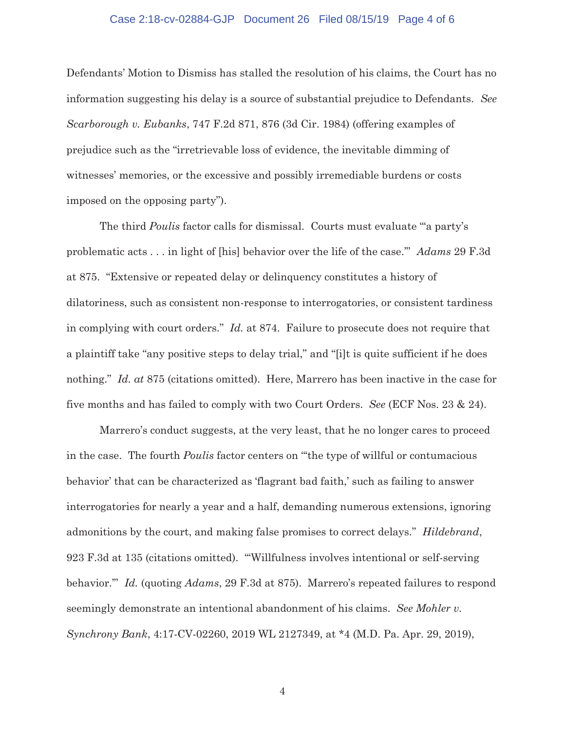Defendants' Motion to Dismiss has stalled the resolution of his claims, the Court has no information suggesting his delay is a source of substantial prejudice to Defendants. *See Scarborough v. Eubanks*, 747 F.2d 871, 876 (3d Cir. 1984) (offering examples of prejudice such as the "irretrievable loss of evidence, the inevitable dimming of witnesses' memories, or the excessive and possibly irremediable burdens or costs imposed on the opposing party").

The third *Poulis* factor calls for dismissal. Courts must evaluate "'a party's problematic acts . . . in light of [his] behavior over the life of the case.'" *Adams* 29 F.3d at 875. "Extensive or repeated delay or delinquency constitutes a history of dilatoriness, such as consistent non-response to interrogatories, or consistent tardiness in complying with court orders." *Id.* at 874. Failure to prosecute does not require that a plaintiff take "any positive steps to delay trial," and "[i]t is quite sufficient if he does nothing." *Id. at* 875 (citations omitted). Here, Marrero has been inactive in the case for five months and has failed to comply with two Court Orders. *See* (ECF Nos. 23 & 24).

Marrero's conduct suggests, at the very least, that he no longer cares to proceed in the case. The fourth *Poulis* factor centers on "'the type of willful or contumacious behavior' that can be characterized as 'flagrant bad faith,' such as failing to answer interrogatories for nearly a year and a half, demanding numerous extensions, ignoring admonitions by the court, and making false promises to correct delays." *Hildebrand*, 923 F.3d at 135 (citations omitted). "'Willfulness involves intentional or self-serving behavior.'" *Id.* (quoting *Adams*, 29 F.3d at 875). Marrero's repeated failures to respond seemingly demonstrate an intentional abandonment of his claims. *See Mohler v. Synchrony Bank*, 4:17-CV-02260, 2019 WL 2127349, at *4 (M.D. Pa. Apr. 29, 2019),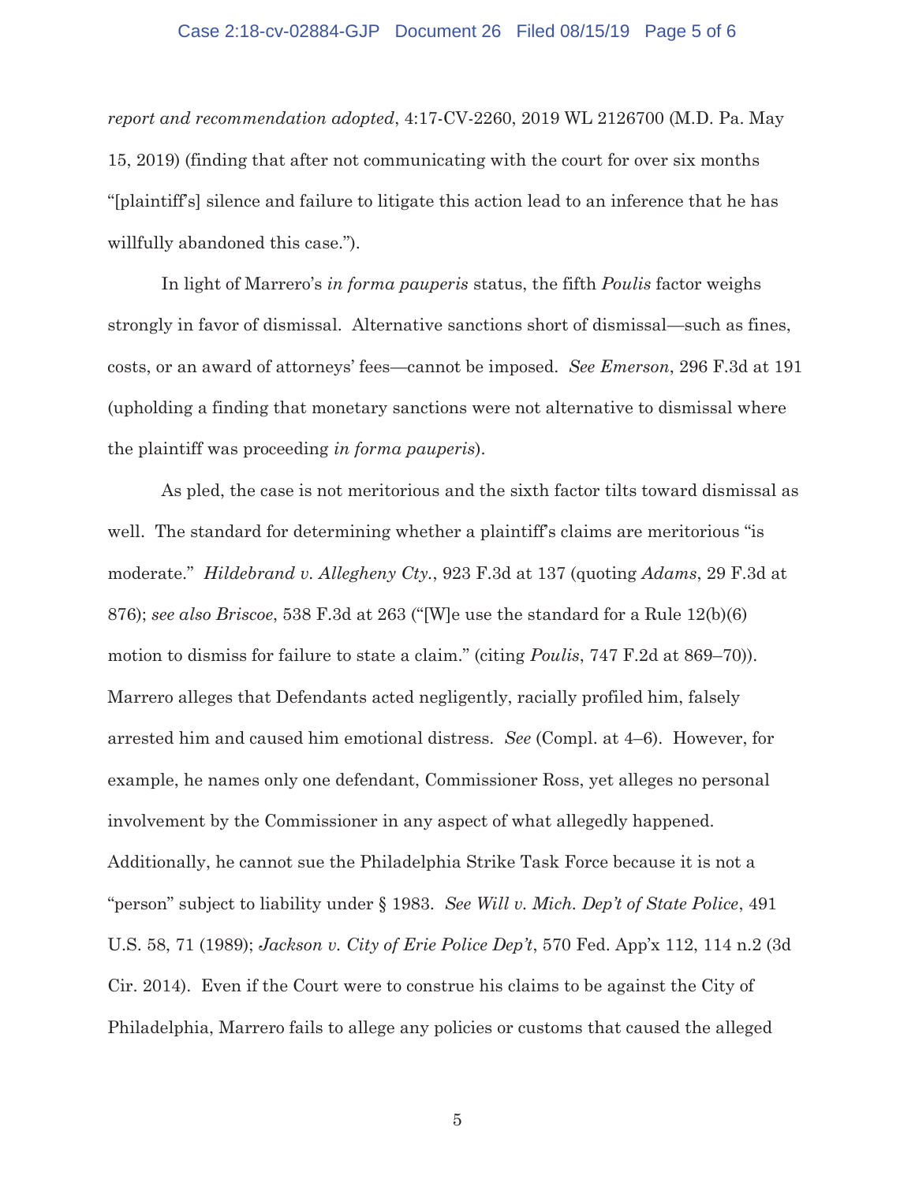*report and recommendation adopted*, 4:17-CV-2260, 2019 WL 2126700 (M.D. Pa. May 15, 2019) (finding that after not communicating with the court for over six months "[plaintiff's] silence and failure to litigate this action lead to an inference that he has willfully abandoned this case.").

In light of Marrero's *in forma pauperis* status, the fifth *Poulis* factor weighs strongly in favor of dismissal. Alternative sanctions short of dismissal—such as fines, costs, or an award of attorneys' fees—cannot be imposed. *See Emerson*, 296 F.3d at 191 (upholding a finding that monetary sanctions were not alternative to dismissal where the plaintiff was proceeding *in forma pauperis*).

As pled, the case is not meritorious and the sixth factor tilts toward dismissal as well. The standard for determining whether a plaintiff's claims are meritorious "is moderate." *Hildebrand v. Allegheny Cty.*, 923 F.3d at 137 (quoting *Adams*, 29 F.3d at 876); *see also Briscoe*, 538 F.3d at 263 ("[W]e use the standard for a Rule 12(b)(6) motion to dismiss for failure to state a claim." (citing *Poulis*, 747 F.2d at 869–70)). Marrero alleges that Defendants acted negligently, racially profiled him, falsely arrested him and caused him emotional distress. *See* (Compl. at 4–6). However, for example, he names only one defendant, Commissioner Ross, yet alleges no personal involvement by the Commissioner in any aspect of what allegedly happened. Additionally, he cannot sue the Philadelphia Strike Task Force because it is not a "person" subject to liability under § 1983. *See Will v. Mich. Dep't of State Police*, 491 U.S. 58, 71 (1989); *Jackson v. City of Erie Police Dep't*, 570 Fed. App'x 112, 114 n.2 (3d Cir. 2014). Even if the Court were to construe his claims to be against the City of Philadelphia, Marrero fails to allege any policies or customs that caused the alleged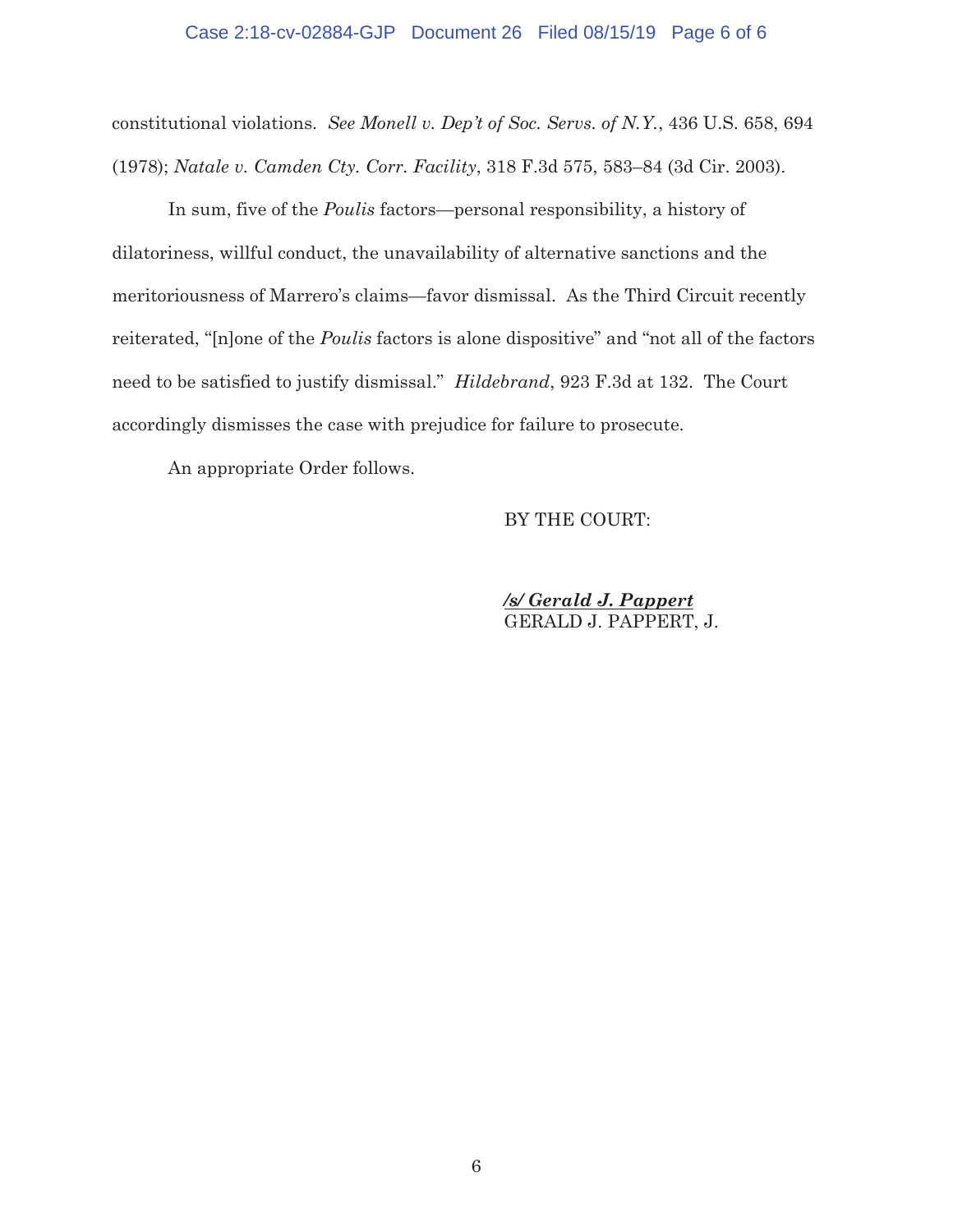constitutional violations. *See Monell v. Dep't of Soc. Servs. of N.Y.*, 436 U.S. 658, 694 (1978); *Natale v. Camden Cty. Corr. Facility*, 318 F.3d 575, 583–84 (3d Cir. 2003).

In sum, five of the *Poulis* factors—personal responsibility, a history of dilatoriness, willful conduct, the unavailability of alternative sanctions and the meritoriousness of Marrero's claims—favor dismissal. As the Third Circuit recently reiterated, "[n]one of the *Poulis* factors is alone dispositive" and "not all of the factors need to be satisfied to justify dismissal." *Hildebrand*, 923 F.3d at 132. The Court accordingly dismisses the case with prejudice for failure to prosecute.

An appropriate Order follows.

BY THE COURT:

***/s/ Gerald J. Pappert***
GERALD J. PAPPERT, J.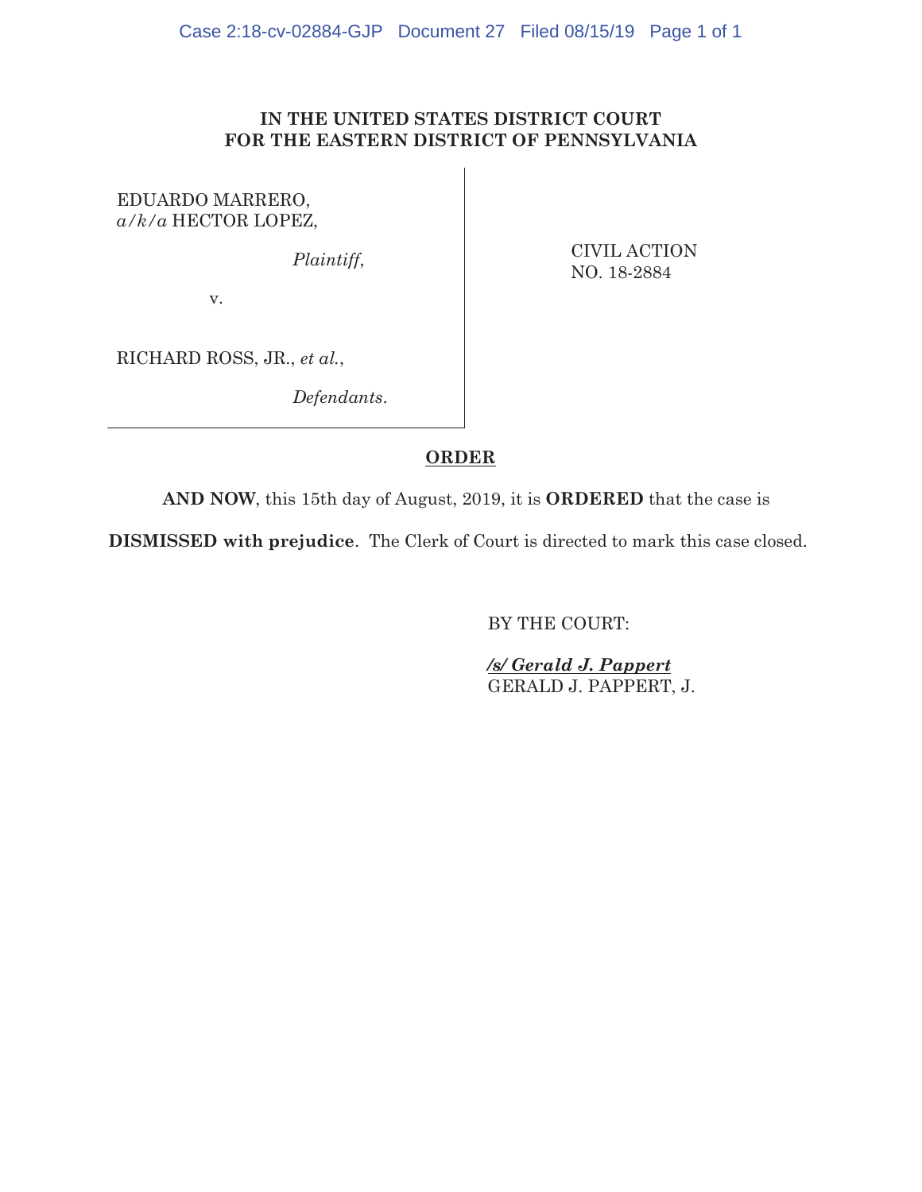**IN THE UNITED STATES DISTRICT COURT FOR THE EASTERN DISTRICT OF PENNSYLVANIA**

| | |
|---|---|
| EDUARDO MARRERO, *a/k/a* HECTOR LOPEZ,<br><br>*Plaintiff*,<br><br>v.<br><br>RICHARD ROSS, JR., *et al.*,<br><br>*Defendants*. | CIVIL ACTION NO. 18-2884 |

**ORDER**

**AND NOW**, this 15th day of August, 2019, it is **ORDERED** that the case is **DISMISSED with prejudice**. The Clerk of Court is directed to mark this case closed.

BY THE COURT:

***/s/ Gerald J. Pappert***
GERALD J. PAPPERT, J.